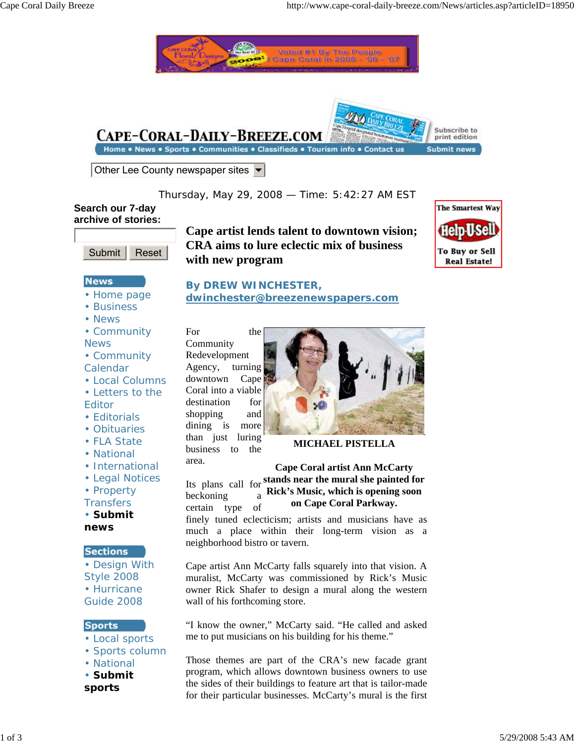# Cape artist lends talent to downtown vision; CRA aims to lure eclectic mix of business with new program

**By DREW WINCHESTER, dwinchester@breezenewspapers.com**

**MICHAEL PISTELLA**

**Cape Coral artist Ann McCarty stands near the mural she painted for Rick's Music, which is opening soon on Cape Coral Parkway.**

For the Community Redevelopment Agency, turning downtown Cape Coral into a viable destination for shopping and dining is more than just luring business to the area.

Its plans call for beckoning a certain type of finely tuned eclecticism; artists and musicians have as much a place within their long-term vision as a neighborhood bistro or tavern.

Cape artist Ann McCarty falls squarely into that vision. A muralist, McCarty was commissioned by Rick's Music owner Rick Shafer to design a mural along the western wall of his forthcoming store.

"I know the owner," McCarty said. "He called and asked me to put musicians on his building for his theme."

Those themes are part of the CRA's new facade grant program, which allows downtown business owners to use the sides of their buildings to feature art that is tailor-made for their particular businesses. McCarty's mural is the first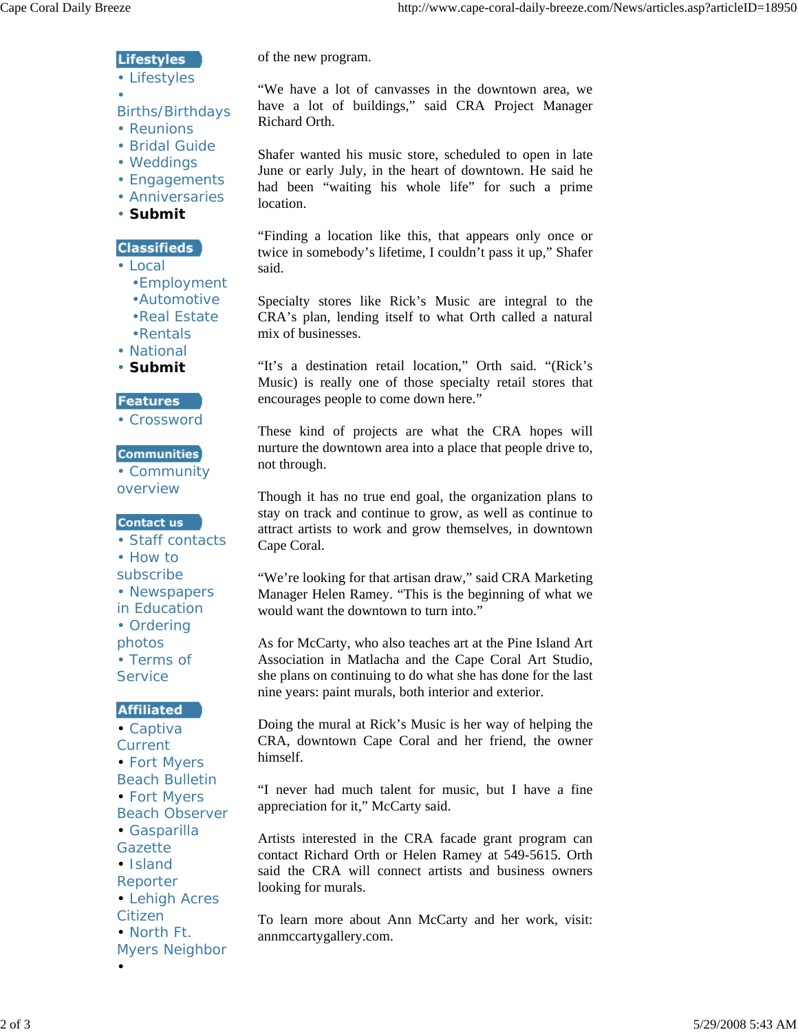Lifestyles

- Lifestyles
- Births/Birthdays
- Reunions
- Bridal Guide
- Weddings
- Engagements
- Anniversaries
- **Submit**

Classifieds

- Local
  - Employment
  - Automotive
  - Real Estate
  - Rentals
- National
- **Submit**

Features

- Crossword

Communities

- Community overview

Contact us

- Staff contacts
- How to subscribe
- Newspapers in Education
- Ordering photos
- Terms of Service

Affiliated

- Captiva Current
- Fort Myers Beach Bulletin
- Fort Myers Beach Observer
- Gasparilla Gazette
- Island Reporter
- Lehigh Acres Citizen
- North Ft. Myers Neighbor
-

of the new program.

"We have a lot of canvasses in the downtown area, we have a lot of buildings," said CRA Project Manager Richard Orth.

Shafer wanted his music store, scheduled to open in late June or early July, in the heart of downtown. He said he had been "waiting his whole life" for such a prime location.

"Finding a location like this, that appears only once or twice in somebody's lifetime, I couldn't pass it up," Shafer said.

Specialty stores like Rick's Music are integral to the CRA's plan, lending itself to what Orth called a natural mix of businesses.

"It's a destination retail location," Orth said. "(Rick's Music) is really one of those specialty retail stores that encourages people to come down here."

These kind of projects are what the CRA hopes will nurture the downtown area into a place that people drive to, not through.

Though it has no true end goal, the organization plans to stay on track and continue to grow, as well as continue to attract artists to work and grow themselves, in downtown Cape Coral.

"We're looking for that artisan draw," said CRA Marketing Manager Helen Ramey. "This is the beginning of what we would want the downtown to turn into."

As for McCarty, who also teaches art at the Pine Island Art Association in Matlacha and the Cape Coral Art Studio, she plans on continuing to do what she has done for the last nine years: paint murals, both interior and exterior.

Doing the mural at Rick's Music is her way of helping the CRA, downtown Cape Coral and her friend, the owner himself.

"I never had much talent for music, but I have a fine appreciation for it," McCarty said.

Artists interested in the CRA facade grant program can contact Richard Orth or Helen Ramey at 549-5615. Orth said the CRA will connect artists and business owners looking for murals.

To learn more about Ann McCarty and her work, visit: annmccartygallery.com.